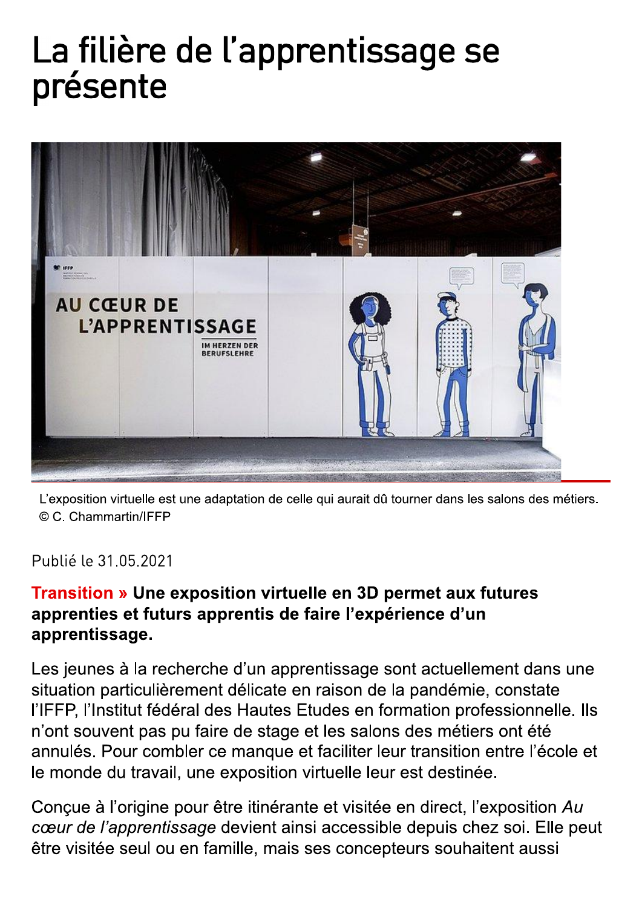# La filière de l’apprentissage se présente

L’exposition virtuelle est une adaptation de celle qui aurait dû tourner dans les salons des métiers. © C. Chammartin/IFFP

Publié le 31.05.2021

**Transition » Une exposition virtuelle en 3D permet aux futures apprenties et futurs apprentis de faire l’expérience d’un apprentissage.**

Les jeunes à la recherche d’un apprentissage sont actuellement dans une situation particulièrement délicate en raison de la pandémie, constate l’IFFP, l’Institut fédéral des Hautes Etudes en formation professionnelle. Ils n’ont souvent pas pu faire de stage et les salons des métiers ont été annulés. Pour combler ce manque et faciliter leur transition entre l’école et le monde du travail, une exposition virtuelle leur est destinée.

Conçue à l’origine pour être itinérante et visitée en direct, l’exposition *Au cœur de l’apprentissage* devient ainsi accessible depuis chez soi. Elle peut être visitée seul ou en famille, mais ses concepteurs souhaitent aussi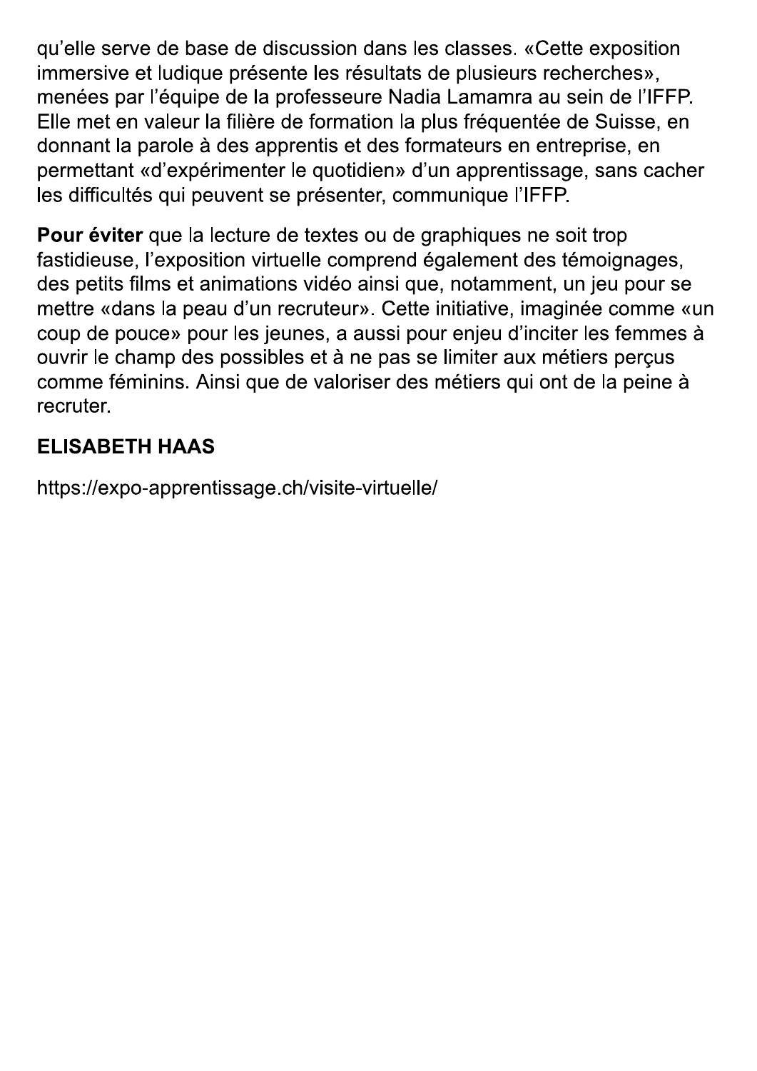qu'elle serve de base de discussion dans les classes. «Cette exposition immersive et ludique présente les résultats de plusieurs recherches», menées par l'équipe de la professeure Nadia Lamamra au sein de l'IFFP. Elle met en valeur la filière de formation la plus fréquentée de Suisse, en donnant la parole à des apprentis et des formateurs en entreprise, en permettant «d'expérimenter le quotidien» d'un apprentissage, sans cacher les difficultés qui peuvent se présenter, communique l'IFFP.

**Pour éviter** que la lecture de textes ou de graphiques ne soit trop fastidieuse, l'exposition virtuelle comprend également des témoignages, des petits films et animations vidéo ainsi que, notamment, un jeu pour se mettre «dans la peau d'un recruteur». Cette initiative, imaginée comme «un coup de pouce» pour les jeunes, a aussi pour enjeu d'inciter les femmes à ouvrir le champ des possibles et à ne pas se limiter aux métiers perçus comme féminins. Ainsi que de valoriser des métiers qui ont de la peine à recruter.

**ELISABETH HAAS**

https://expo-apprentissage.ch/visite-virtuelle/